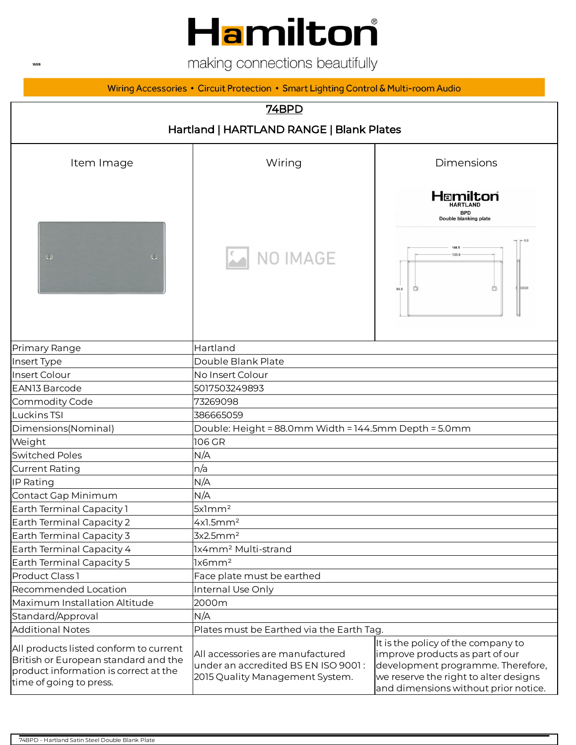# Hamilton®

making connections beautifully

WEB

Wiring Accessories • Circuit Protection • Smart Lighting Control & Multi-room Audio

## 74BPD

### Hartland | HARTLAND RANGE | Blank Plates

| Item Image | Wiring | Dimensions |
|---|---|---|
| | NO IMAGE | Hamilton HARTLAND BPD Double blanking plate 144.5 120.6 88.0 5.0 |

| | |
|---|---|
| Primary Range | Hartland |
| Insert Type | Double Blank Plate |
| Insert Colour | No Insert Colour |
| EAN13 Barcode | 5017503249893 |
| Commodity Code | 73269098 |
| Luckins TSI | 386665059 |
| Dimensions(Nominal) | Double: Height = 88.0mm Width = 144.5mm Depth = 5.0mm |
| Weight | 106 GR |
| Switched Poles | N/A |
| Current Rating | n/a |
| IP Rating | N/A |
| Contact Gap Minimum | N/A |
| Earth Terminal Capacity 1 | 5x1mm² |
| Earth Terminal Capacity 2 | 4x1.5mm² |
| Earth Terminal Capacity 3 | 3x2.5mm² |
| Earth Terminal Capacity 4 | 1x4mm² Multi-strand |
| Earth Terminal Capacity 5 | 1x6mm² |
| Product Class 1 | Face plate must be earthed |
| Recommended Location | Internal Use Only |
| Maximum Installation Altitude | 2000m |
| Standard/Approval | N/A |
| Additional Notes | Plates must be Earthed via the Earth Tag. |

| | | |
|---|---|---|
| All products listed conform to current British or European standard and the product information is correct at the time of going to press. | All accessories are manufactured under an accredited BS EN ISO 9001 : 2015 Quality Management System. | It is the policy of the company to improve products as part of our development programme. Therefore, we reserve the right to alter designs and dimensions without prior notice. |

74BPD - Hartland Satin Steel Double Blank Plate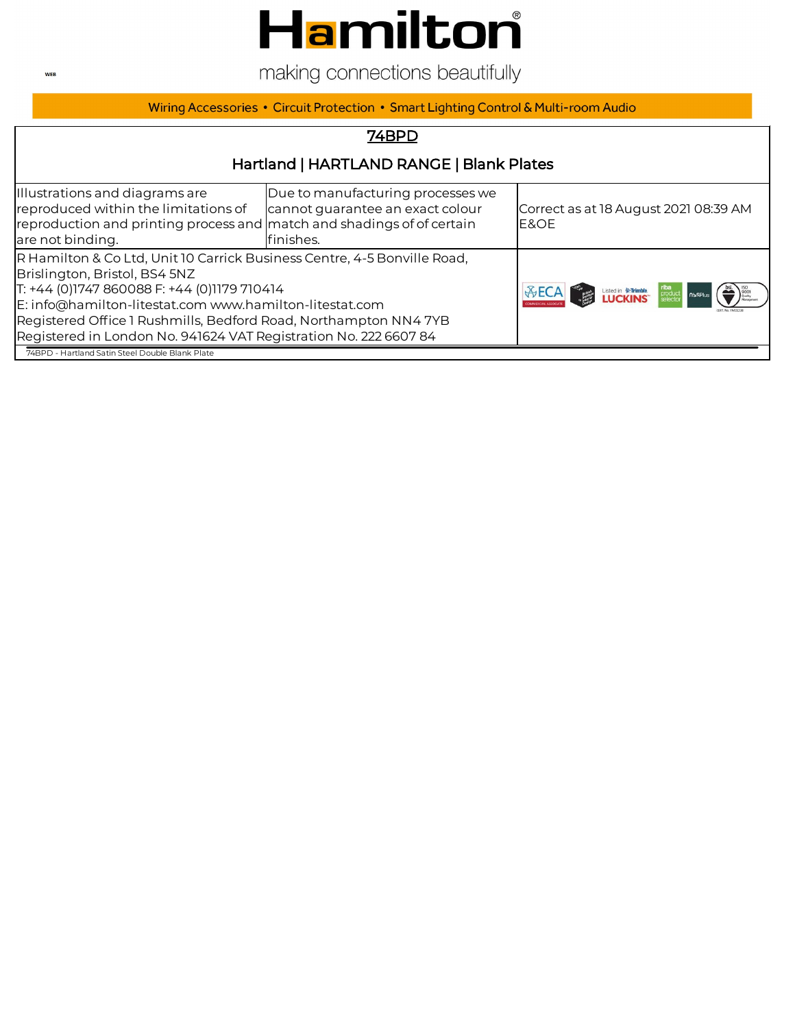Hamilton®

WEB

making connections beautifully

Wiring Accessories • Circuit Protection • Smart Lighting Control & Multi-room Audio

# 74BPD

## Hartland | HARTLAND RANGE | Blank Plates

| | | |
|---|---|---|
| Illustrations and diagrams are reproduced within the limitations of reproduction and printing process and are not binding. | Due to manufacturing processes we cannot guarantee an exact colour match and shadings of of certain finishes. | Correct as at 18 August 2021 08:39 AM E&OE |

R Hamilton & Co Ltd, Unit 10 Carrick Business Centre, 4-5 Bonville Road, Brislington, Bristol, BS4 5NZ
T: +44 (0)1747 860088 F: +44 (0)1179 710414
E: info@hamilton-litestat.com www.hamilton-litestat.com
Registered Office 1 Rushmills, Bedford Road, Northampton NN4 7YB
Registered in London No. 941624 VAT Registration No. 222 6607 84

74BPD - Hartland Satin Steel Double Blank Plate